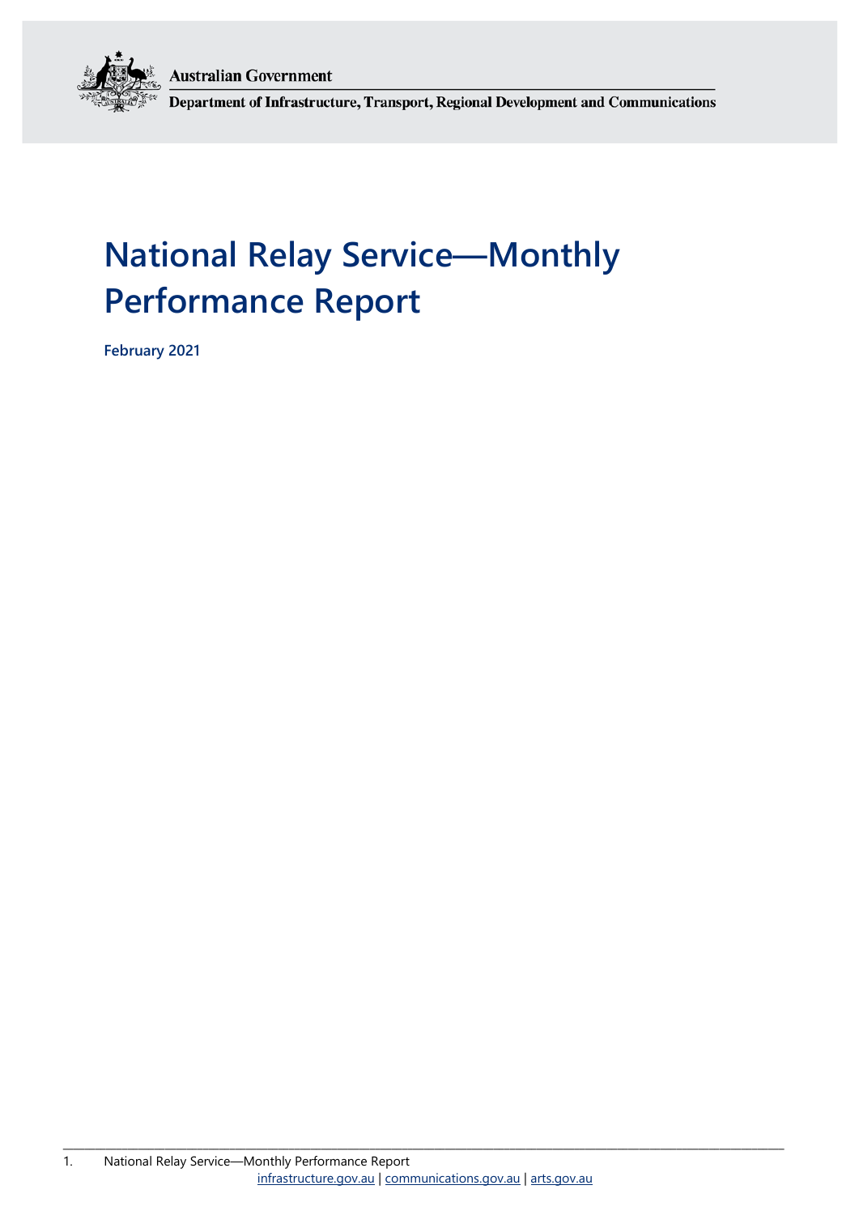Australian Government

Department of Infrastructure, Transport, Regional Development and Communications

# National Relay Service—Monthly Performance Report

**February 2021**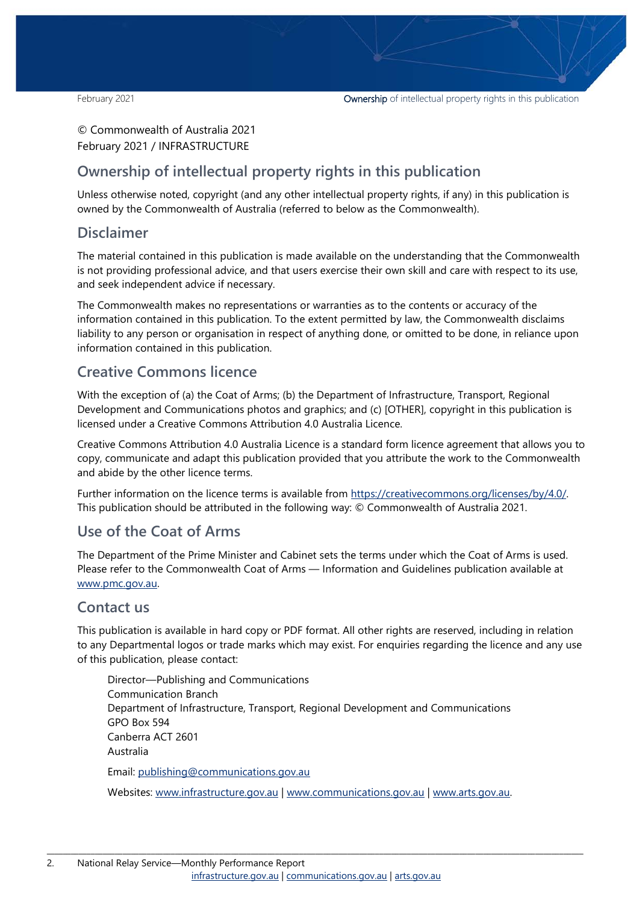© Commonwealth of Australia 2021
February 2021 / INFRASTRUCTURE

## Ownership of intellectual property rights in this publication

Unless otherwise noted, copyright (and any other intellectual property rights, if any) in this publication is owned by the Commonwealth of Australia (referred to below as the Commonwealth).

## Disclaimer

The material contained in this publication is made available on the understanding that the Commonwealth is not providing professional advice, and that users exercise their own skill and care with respect to its use, and seek independent advice if necessary.

The Commonwealth makes no representations or warranties as to the contents or accuracy of the information contained in this publication. To the extent permitted by law, the Commonwealth disclaims liability to any person or organisation in respect of anything done, or omitted to be done, in reliance upon information contained in this publication.

## Creative Commons licence

With the exception of (a) the Coat of Arms; (b) the Department of Infrastructure, Transport, Regional Development and Communications photos and graphics; and (c) [OTHER], copyright in this publication is licensed under a Creative Commons Attribution 4.0 Australia Licence.

Creative Commons Attribution 4.0 Australia Licence is a standard form licence agreement that allows you to copy, communicate and adapt this publication provided that you attribute the work to the Commonwealth and abide by the other licence terms.

Further information on the licence terms is available from https://creativecommons.org/licenses/by/4.0/. This publication should be attributed in the following way: © Commonwealth of Australia 2021.

## Use of the Coat of Arms

The Department of the Prime Minister and Cabinet sets the terms under which the Coat of Arms is used. Please refer to the Commonwealth Coat of Arms — Information and Guidelines publication available at www.pmc.gov.au.

## Contact us

This publication is available in hard copy or PDF format. All other rights are reserved, including in relation to any Departmental logos or trade marks which may exist. For enquiries regarding the licence and any use of this publication, please contact:

Director—Publishing and Communications
Communication Branch
Department of Infrastructure, Transport, Regional Development and Communications
GPO Box 594
Canberra ACT 2601
Australia

Email: publishing@communications.gov.au

Websites: www.infrastructure.gov.au | www.communications.gov.au | www.arts.gov.au.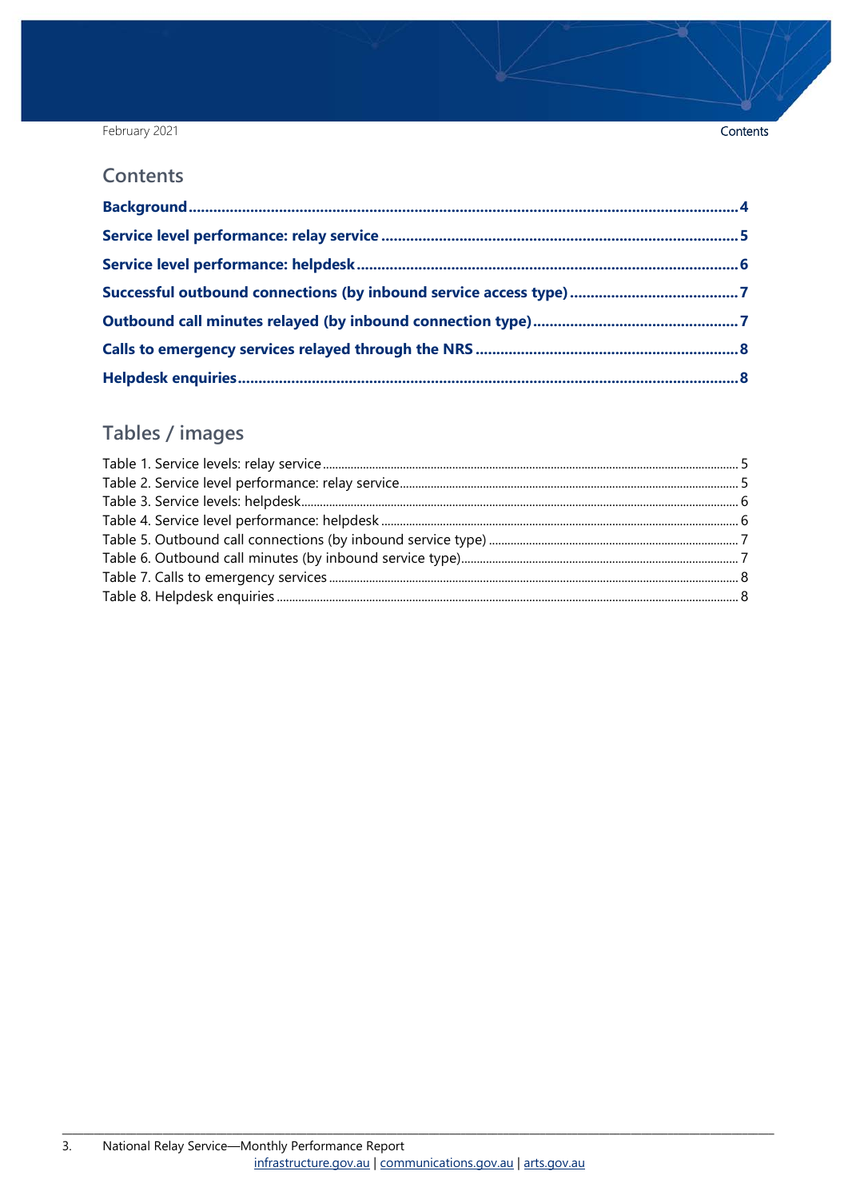## Contents

**Background** ....................................................................................................................... **4**

**Service level performance: relay service** ..................................................................... **5**

**Service level performance: helpdesk** .......................................................................... **6**

**Successful outbound connections (by inbound service access type)** ......................................... **7**

**Outbound call minutes relayed (by inbound connection type)** ................................................. **7**

**Calls to emergency services relayed through the NRS** ................................................................ **8**

**Helpdesk enquiries** ........................................................................................................................ **8**

## Tables / images

Table 1. Service levels: relay service ........................................................................................... 5
Table 2. Service level performance: relay service ....................................................................... 5
Table 3. Service levels: helpdesk ................................................................................................. 6
Table 4. Service level performance: helpdesk ............................................................................. 6
Table 5. Outbound call connections (by inbound service type) ................................................... 7
Table 6. Outbound call minutes (by inbound service type) .......................................................... 7
Table 7. Calls to emergency services .......................................................................................... 8
Table 8. Helpdesk enquiries ......................................................................................................... 8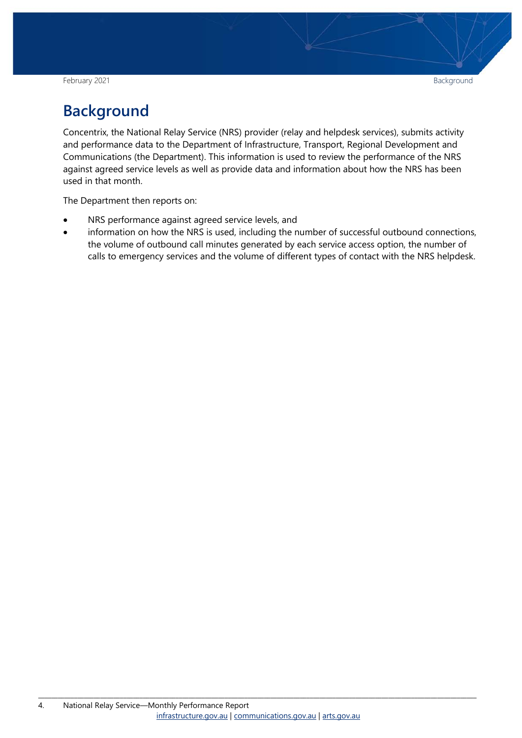# Background

Concentrix, the National Relay Service (NRS) provider (relay and helpdesk services), submits activity and performance data to the Department of Infrastructure, Transport, Regional Development and Communications (the Department). This information is used to review the performance of the NRS against agreed service levels as well as provide data and information about how the NRS has been used in that month.

The Department then reports on:

- NRS performance against agreed service levels, and
- information on how the NRS is used, including the number of successful outbound connections, the volume of outbound call minutes generated by each service access option, the number of calls to emergency services and the volume of different types of contact with the NRS helpdesk.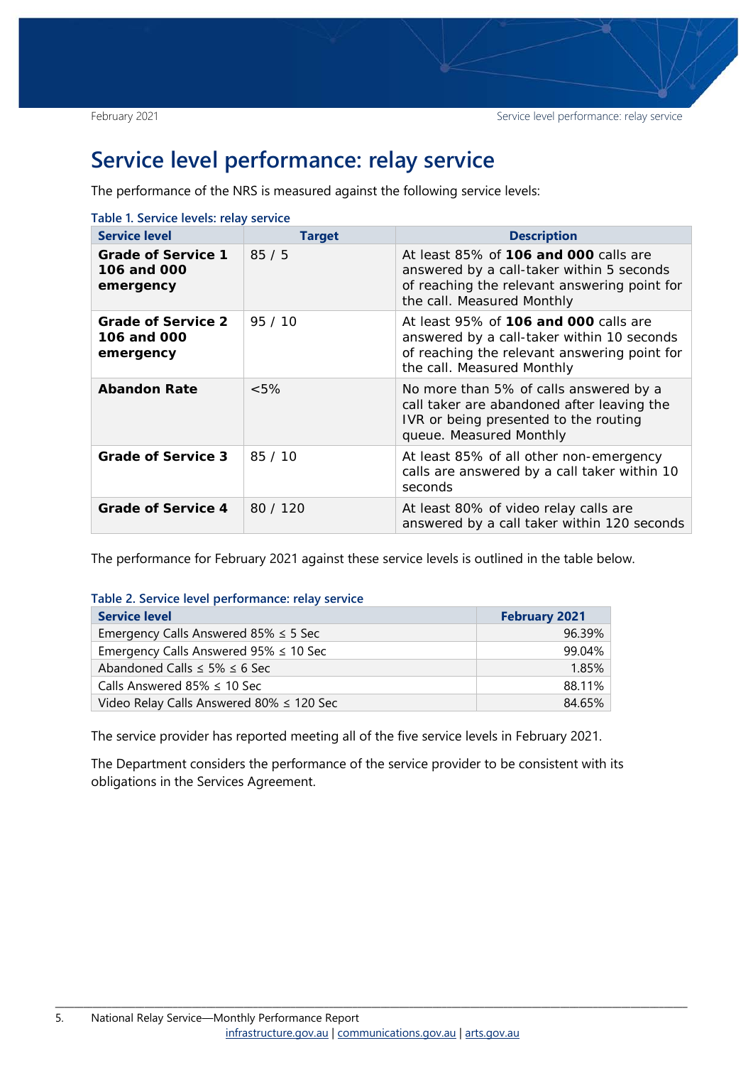# Service level performance: relay service

The performance of the NRS is measured against the following service levels:

**Table 1. Service levels: relay service**

| Service level | Target | Description |
|---|---|---|
| **Grade of Service 1 106 and 000 emergency** | 85 / 5 | At least 85% of **106 and 000** calls are answered by a call-taker within 5 seconds of reaching the relevant answering point for the call. Measured Monthly |
| **Grade of Service 2 106 and 000 emergency** | 95 / 10 | At least 95% of **106 and 000** calls are answered by a call-taker within 10 seconds of reaching the relevant answering point for the call. Measured Monthly |
| **Abandon Rate** | <5% | No more than 5% of calls answered by a call taker are abandoned after leaving the IVR or being presented to the routing queue. Measured Monthly |
| **Grade of Service 3** | 85 / 10 | At least 85% of all other non-emergency calls are answered by a call taker within 10 seconds |
| **Grade of Service 4** | 80 / 120 | At least 80% of video relay calls are answered by a call taker within 120 seconds |

The performance for February 2021 against these service levels is outlined in the table below.

**Table 2. Service level performance: relay service**

| Service level | February 2021 |
|---|---|
| Emergency Calls Answered 85% ≤ 5 Sec | 96.39% |
| Emergency Calls Answered 95% ≤ 10 Sec | 99.04% |
| Abandoned Calls ≤ 5% ≤ 6 Sec | 1.85% |
| Calls Answered 85% ≤ 10 Sec | 88.11% |
| Video Relay Calls Answered 80% ≤ 120 Sec | 84.65% |

The service provider has reported meeting all of the five service levels in February 2021.

The Department considers the performance of the service provider to be consistent with its obligations in the Services Agreement.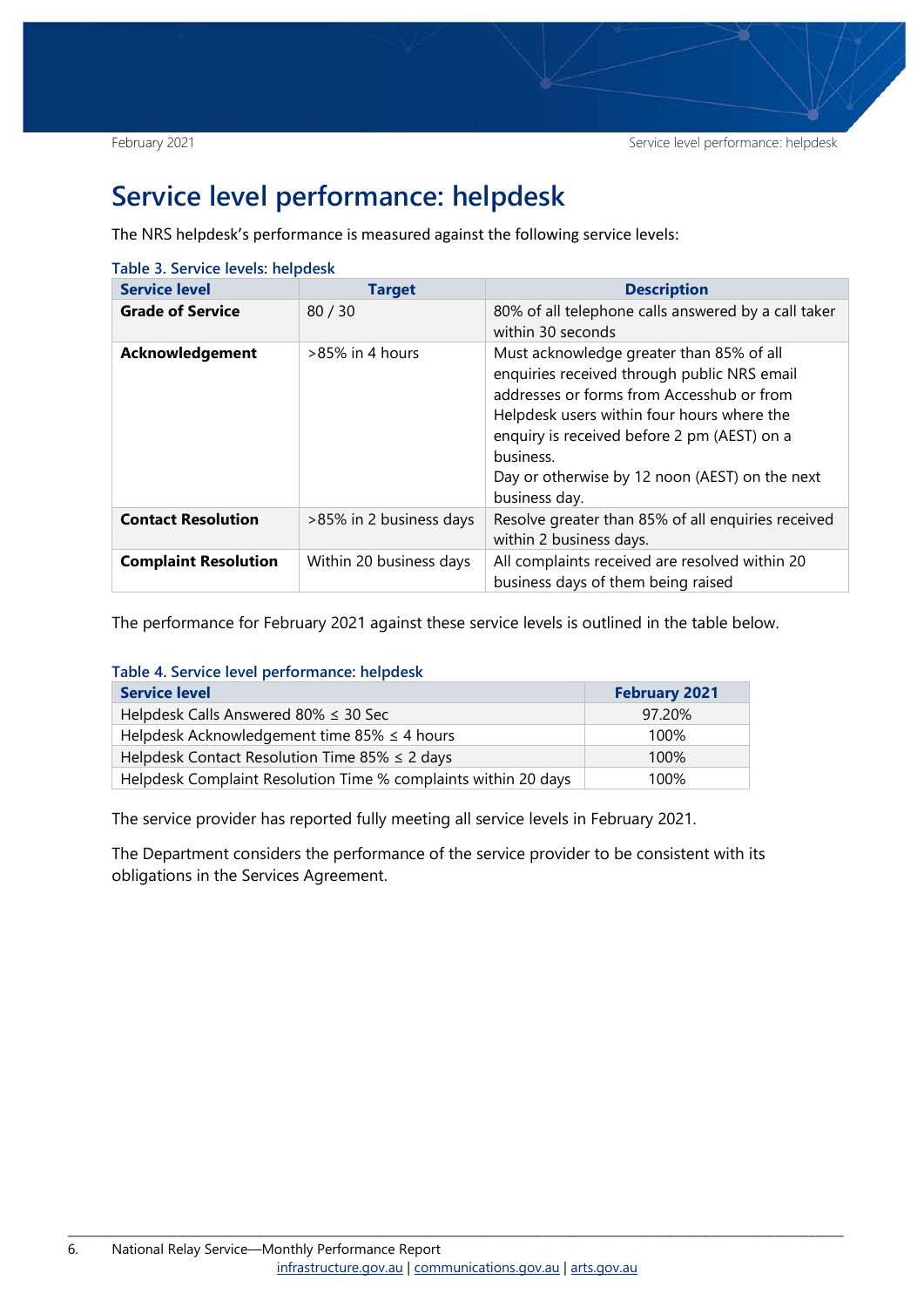# Service level performance: helpdesk

The NRS helpdesk's performance is measured against the following service levels:

Table 3. Service levels: helpdesk

| Service level | Target | Description |
|---|---|---|
| **Grade of Service** | 80 / 30 | 80% of all telephone calls answered by a call taker within 30 seconds |
| **Acknowledgement** | >85% in 4 hours | Must acknowledge greater than 85% of all enquiries received through public NRS email addresses or forms from Accesshub or from Helpdesk users within four hours where the enquiry is received before 2 pm (AEST) on a business.<br>Day or otherwise by 12 noon (AEST) on the next business day. |
| **Contact Resolution** | >85% in 2 business days | Resolve greater than 85% of all enquiries received within 2 business days. |
| **Complaint Resolution** | Within 20 business days | All complaints received are resolved within 20 business days of them being raised |

The performance for February 2021 against these service levels is outlined in the table below.

Table 4. Service level performance: helpdesk

| Service level | February 2021 |
|---|---|
| Helpdesk Calls Answered 80% ≤ 30 Sec | 97.20% |
| Helpdesk Acknowledgement time 85% ≤ 4 hours | 100% |
| Helpdesk Contact Resolution Time 85% ≤ 2 days | 100% |
| Helpdesk Complaint Resolution Time % complaints within 20 days | 100% |

The service provider has reported fully meeting all service levels in February 2021.

The Department considers the performance of the service provider to be consistent with its obligations in the Services Agreement.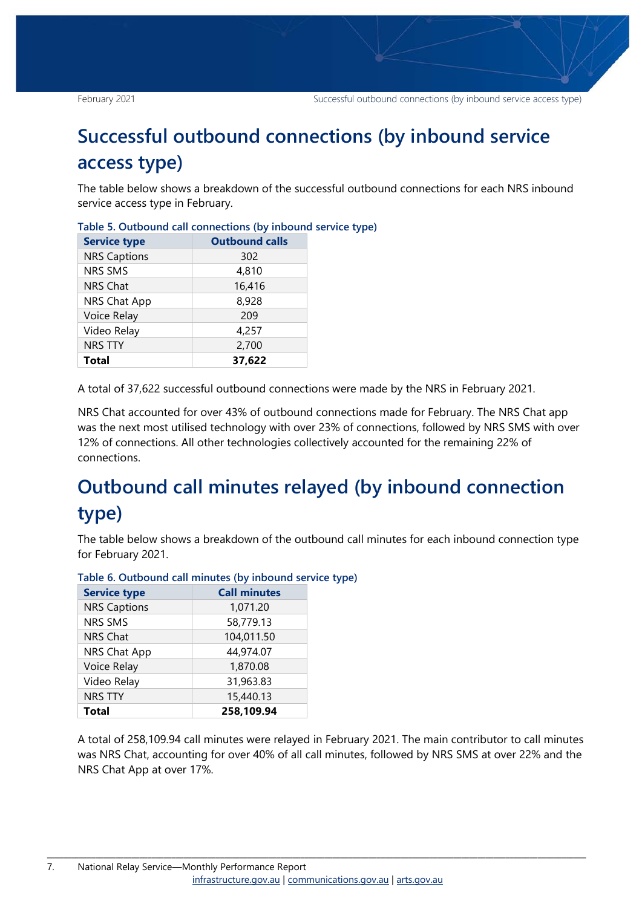# Successful outbound connections (by inbound service access type)

The table below shows a breakdown of the successful outbound connections for each NRS inbound service access type in February.

**Table 5. Outbound call connections (by inbound service type)**

| Service type | Outbound calls |
|---|---|
| NRS Captions | 302 |
| NRS SMS | 4,810 |
| NRS Chat | 16,416 |
| NRS Chat App | 8,928 |
| Voice Relay | 209 |
| Video Relay | 4,257 |
| NRS TTY | 2,700 |
| **Total** | **37,622** |

A total of 37,622 successful outbound connections were made by the NRS in February 2021.

NRS Chat accounted for over 43% of outbound connections made for February. The NRS Chat app was the next most utilised technology with over 23% of connections, followed by NRS SMS with over 12% of connections. All other technologies collectively accounted for the remaining 22% of connections.

# Outbound call minutes relayed (by inbound connection type)

The table below shows a breakdown of the outbound call minutes for each inbound connection type for February 2021.

**Table 6. Outbound call minutes (by inbound service type)**

| Service type | Call minutes |
|---|---|
| NRS Captions | 1,071.20 |
| NRS SMS | 58,779.13 |
| NRS Chat | 104,011.50 |
| NRS Chat App | 44,974.07 |
| Voice Relay | 1,870.08 |
| Video Relay | 31,963.83 |
| NRS TTY | 15,440.13 |
| **Total** | **258,109.94** |

A total of 258,109.94 call minutes were relayed in February 2021. The main contributor to call minutes was NRS Chat, accounting for over 40% of all call minutes, followed by NRS SMS at over 22% and the NRS Chat App at over 17%.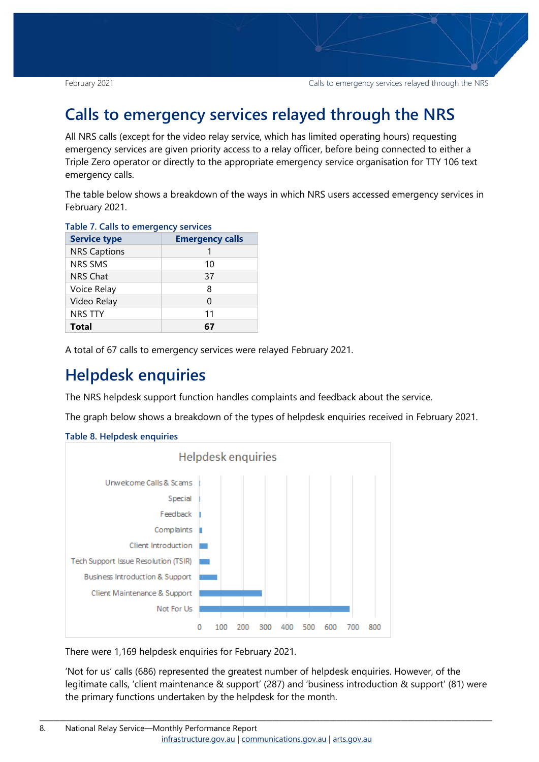# Calls to emergency services relayed through the NRS

All NRS calls (except for the video relay service, which has limited operating hours) requesting emergency services are given priority access to a relay officer, before being connected to either a Triple Zero operator or directly to the appropriate emergency service organisation for TTY 106 text emergency calls.

The table below shows a breakdown of the ways in which NRS users accessed emergency services in February 2021.

**Table 7. Calls to emergency services**

| Service type | Emergency calls |
|---|---|
| NRS Captions | 1 |
| NRS SMS | 10 |
| NRS Chat | 37 |
| Voice Relay | 8 |
| Video Relay | 0 |
| NRS TTY | 11 |
| **Total** | **67** |

A total of 67 calls to emergency services were relayed February 2021.

# Helpdesk enquiries

The NRS helpdesk support function handles complaints and feedback about the service.

The graph below shows a breakdown of the types of helpdesk enquiries received in February 2021.

**Table 8. Helpdesk enquiries**

Helpdesk enquiries

Unwelcome Calls & Scams
Special
Feedback
Complaints
Client Introduction
Tech Support Issue Resolution (TSIR)
Business Introduction & Support
Client Maintenance & Support
Not For Us

0 100 200 300 400 500 600 700 800

There were 1,169 helpdesk enquiries for February 2021.

'Not for us' calls (686) represented the greatest number of helpdesk enquiries. However, of the legitimate calls, 'client maintenance & support' (287) and 'business introduction & support' (81) were the primary functions undertaken by the helpdesk for the month.